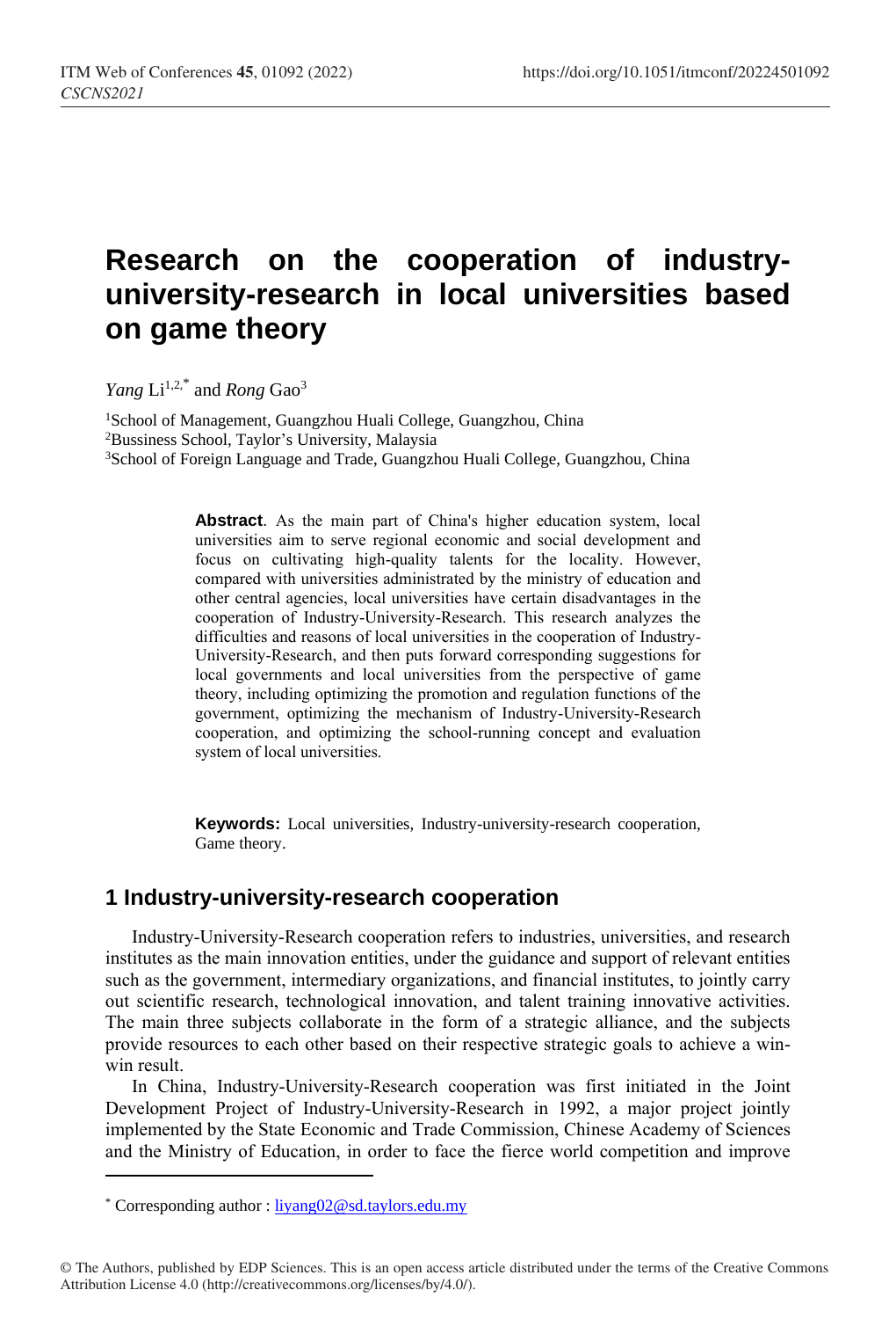# Research on the cooperation of industry-university-research in local universities based on game theory

*Yang* Li[1,2,*] and *Rong* Gao[3]

[1]School of Management, Guangzhou Huali College, Guangzhou, China
[2]Bussiness School, Taylor's University, Malaysia
[3]School of Foreign Language and Trade, Guangzhou Huali College, Guangzhou, China

**Abstract**. As the main part of China's higher education system, local universities aim to serve regional economic and social development and focus on cultivating high-quality talents for the locality. However, compared with universities administrated by the ministry of education and other central agencies, local universities have certain disadvantages in the cooperation of Industry-University-Research. This research analyzes the difficulties and reasons of local universities in the cooperation of Industry-University-Research, and then puts forward corresponding suggestions for local governments and local universities from the perspective of game theory, including optimizing the promotion and regulation functions of the government, optimizing the mechanism of Industry-University-Research cooperation, and optimizing the school-running concept and evaluation system of local universities.

**Keywords:** Local universities, Industry-university-research cooperation, Game theory.

## 1 Industry-university-research cooperation

Industry-University-Research cooperation refers to industries, universities, and research institutes as the main innovation entities, under the guidance and support of relevant entities such as the government, intermediary organizations, and financial institutes, to jointly carry out scientific research, technological innovation, and talent training innovative activities. The main three subjects collaborate in the form of a strategic alliance, and the subjects provide resources to each other based on their respective strategic goals to achieve a win-win result.

In China, Industry-University-Research cooperation was first initiated in the Joint Development Project of Industry-University-Research in 1992, a major project jointly implemented by the State Economic and Trade Commission, Chinese Academy of Sciences and the Ministry of Education, in order to face the fierce world competition and improve

---

[*] Corresponding author : liyang02@sd.taylors.edu.my

© The Authors, published by EDP Sciences. This is an open access article distributed under the terms of the Creative Commons Attribution License 4.0 (http://creativecommons.org/licenses/by/4.0/).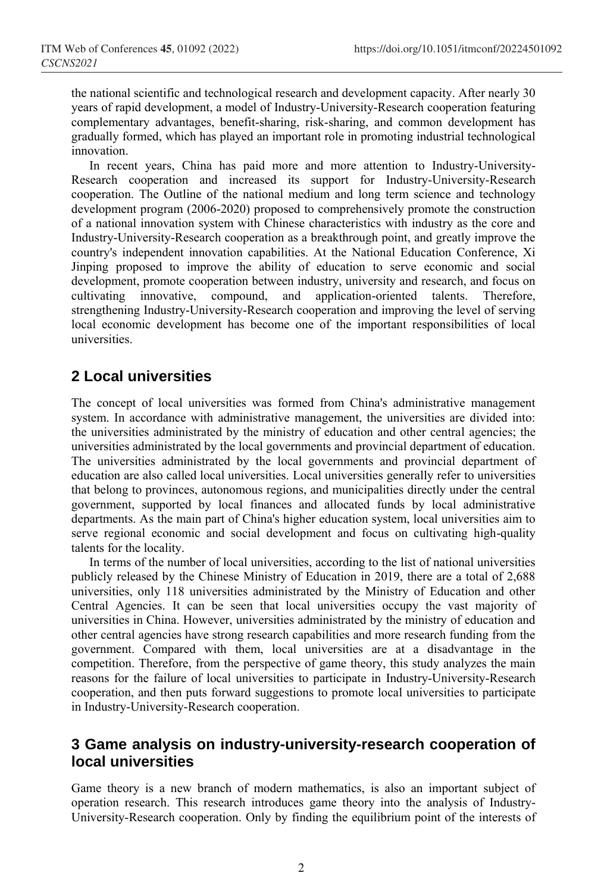the national scientific and technological research and development capacity. After nearly 30 years of rapid development, a model of Industry-University-Research cooperation featuring complementary advantages, benefit-sharing, risk-sharing, and common development has gradually formed, which has played an important role in promoting industrial technological innovation.

In recent years, China has paid more and more attention to Industry-University-Research cooperation and increased its support for Industry-University-Research cooperation. The Outline of the national medium and long term science and technology development program (2006-2020) proposed to comprehensively promote the construction of a national innovation system with Chinese characteristics with industry as the core and Industry-University-Research cooperation as a breakthrough point, and greatly improve the country's independent innovation capabilities. At the National Education Conference, Xi Jinping proposed to improve the ability of education to serve economic and social development, promote cooperation between industry, university and research, and focus on cultivating innovative, compound, and application-oriented talents. Therefore, strengthening Industry-University-Research cooperation and improving the level of serving local economic development has become one of the important responsibilities of local universities.

## 2 Local universities

The concept of local universities was formed from China's administrative management system. In accordance with administrative management, the universities are divided into: the universities administrated by the ministry of education and other central agencies; the universities administrated by the local governments and provincial department of education. The universities administrated by the local governments and provincial department of education are also called local universities. Local universities generally refer to universities that belong to provinces, autonomous regions, and municipalities directly under the central government, supported by local finances and allocated funds by local administrative departments. As the main part of China's higher education system, local universities aim to serve regional economic and social development and focus on cultivating high-quality talents for the locality.

In terms of the number of local universities, according to the list of national universities publicly released by the Chinese Ministry of Education in 2019, there are a total of 2,688 universities, only 118 universities administrated by the Ministry of Education and other Central Agencies. It can be seen that local universities occupy the vast majority of universities in China. However, universities administrated by the ministry of education and other central agencies have strong research capabilities and more research funding from the government. Compared with them, local universities are at a disadvantage in the competition. Therefore, from the perspective of game theory, this study analyzes the main reasons for the failure of local universities to participate in Industry-University-Research cooperation, and then puts forward suggestions to promote local universities to participate in Industry-University-Research cooperation.

## 3 Game analysis on industry-university-research cooperation of local universities

Game theory is a new branch of modern mathematics, is also an important subject of operation research. This research introduces game theory into the analysis of Industry-University-Research cooperation. Only by finding the equilibrium point of the interests of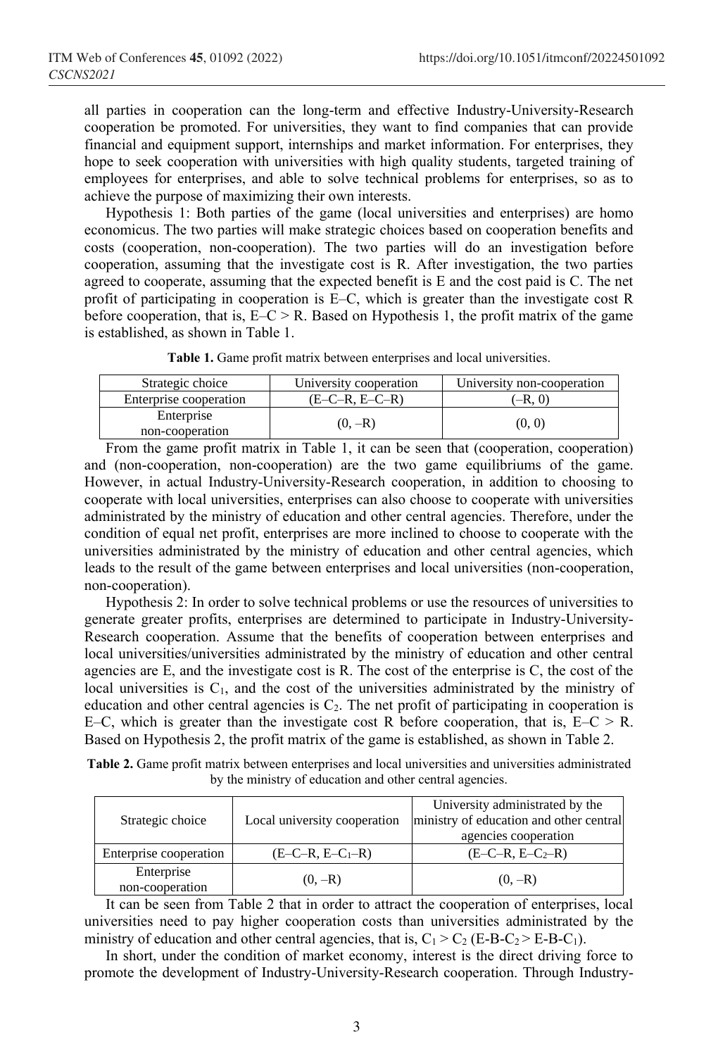all parties in cooperation can the long-term and effective Industry-University-Research cooperation be promoted. For universities, they want to find companies that can provide financial and equipment support, internships and market information. For enterprises, they hope to seek cooperation with universities with high quality students, targeted training of employees for enterprises, and able to solve technical problems for enterprises, so as to achieve the purpose of maximizing their own interests.

Hypothesis 1: Both parties of the game (local universities and enterprises) are homo economicus. The two parties will make strategic choices based on cooperation benefits and costs (cooperation, non-cooperation). The two parties will do an investigation before cooperation, assuming that the investigate cost is R. After investigation, the two parties agreed to cooperate, assuming that the expected benefit is E and the cost paid is C. The net profit of participating in cooperation is E–C, which is greater than the investigate cost R before cooperation, that is, $E–C > R$. Based on Hypothesis 1, the profit matrix of the game is established, as shown in Table 1.

**Table 1.** Game profit matrix between enterprises and local universities.

| Strategic choice | University cooperation | University non-cooperation |
|---|---|---|
| Enterprise cooperation | (E–C–R, E–C–R) | (–R, 0) |
| Enterprise non-cooperation | (0, –R) | (0, 0) |

From the game profit matrix in Table 1, it can be seen that (cooperation, cooperation) and (non-cooperation, non-cooperation) are the two game equilibriums of the game. However, in actual Industry-University-Research cooperation, in addition to choosing to cooperate with local universities, enterprises can also choose to cooperate with universities administrated by the ministry of education and other central agencies. Therefore, under the condition of equal net profit, enterprises are more inclined to choose to cooperate with the universities administrated by the ministry of education and other central agencies, which leads to the result of the game between enterprises and local universities (non-cooperation, non-cooperation).

Hypothesis 2: In order to solve technical problems or use the resources of universities to generate greater profits, enterprises are determined to participate in Industry-University-Research cooperation. Assume that the benefits of cooperation between enterprises and local universities/universities administrated by the ministry of education and other central agencies are E, and the investigate cost is R. The cost of the enterprise is C, the cost of the local universities is $C_1$, and the cost of the universities administrated by the ministry of education and other central agencies is $C_2$. The net profit of participating in cooperation is E–C, which is greater than the investigate cost R before cooperation, that is, $E–C > R$. Based on Hypothesis 2, the profit matrix of the game is established, as shown in Table 2.

**Table 2.** Game profit matrix between enterprises and local universities and universities administrated by the ministry of education and other central agencies.

| Strategic choice | Local university cooperation | University administrated by the ministry of education and other central agencies cooperation |
|---|---|---|
| Enterprise cooperation | (E–C–R, E–$C_1$–R) | (E–C–R, E–$C_2$–R) |
| Enterprise non-cooperation | (0, –R) | (0, –R) |

It can be seen from Table 2 that in order to attract the cooperation of enterprises, local universities need to pay higher cooperation costs than universities administrated by the ministry of education and other central agencies, that is, $C_1 > C_2$ ($E\text{-}B\text{-}C_2 > E\text{-}B\text{-}C_1$).

In short, under the condition of market economy, interest is the direct driving force to promote the development of Industry-University-Research cooperation. Through Industry-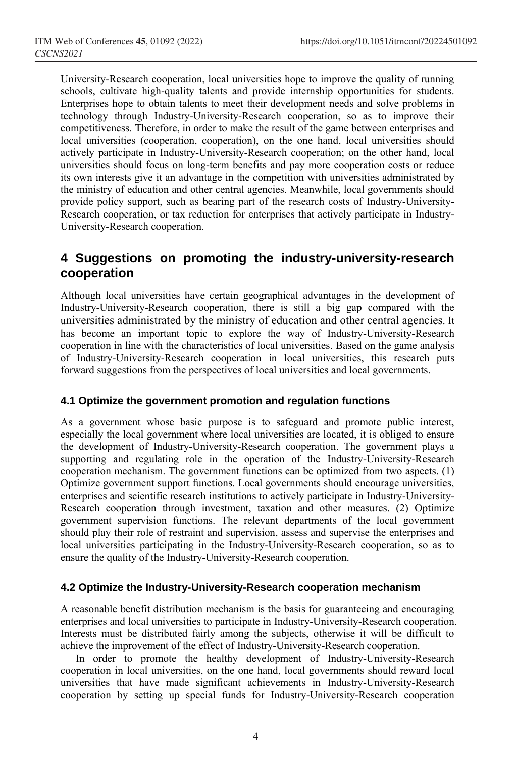University-Research cooperation, local universities hope to improve the quality of running schools, cultivate high-quality talents and provide internship opportunities for students. Enterprises hope to obtain talents to meet their development needs and solve problems in technology through Industry-University-Research cooperation, so as to improve their competitiveness. Therefore, in order to make the result of the game between enterprises and local universities (cooperation, cooperation), on the one hand, local universities should actively participate in Industry-University-Research cooperation; on the other hand, local universities should focus on long-term benefits and pay more cooperation costs or reduce its own interests give it an advantage in the competition with universities administrated by the ministry of education and other central agencies. Meanwhile, local governments should provide policy support, such as bearing part of the research costs of Industry-University-Research cooperation, or tax reduction for enterprises that actively participate in Industry-University-Research cooperation.

## 4 Suggestions on promoting the industry-university-research cooperation

Although local universities have certain geographical advantages in the development of Industry-University-Research cooperation, there is still a big gap compared with the universities administrated by the ministry of education and other central agencies. It has become an important topic to explore the way of Industry-University-Research cooperation in line with the characteristics of local universities. Based on the game analysis of Industry-University-Research cooperation in local universities, this research puts forward suggestions from the perspectives of local universities and local governments.

### 4.1 Optimize the government promotion and regulation functions

As a government whose basic purpose is to safeguard and promote public interest, especially the local government where local universities are located, it is obliged to ensure the development of Industry-University-Research cooperation. The government plays a supporting and regulating role in the operation of the Industry-University-Research cooperation mechanism. The government functions can be optimized from two aspects. (1) Optimize government support functions. Local governments should encourage universities, enterprises and scientific research institutions to actively participate in Industry-University-Research cooperation through investment, taxation and other measures. (2) Optimize government supervision functions. The relevant departments of the local government should play their role of restraint and supervision, assess and supervise the enterprises and local universities participating in the Industry-University-Research cooperation, so as to ensure the quality of the Industry-University-Research cooperation.

### 4.2 Optimize the Industry-University-Research cooperation mechanism

A reasonable benefit distribution mechanism is the basis for guaranteeing and encouraging enterprises and local universities to participate in Industry-University-Research cooperation. Interests must be distributed fairly among the subjects, otherwise it will be difficult to achieve the improvement of the effect of Industry-University-Research cooperation.

In order to promote the healthy development of Industry-University-Research cooperation in local universities, on the one hand, local governments should reward local universities that have made significant achievements in Industry-University-Research cooperation by setting up special funds for Industry-University-Research cooperation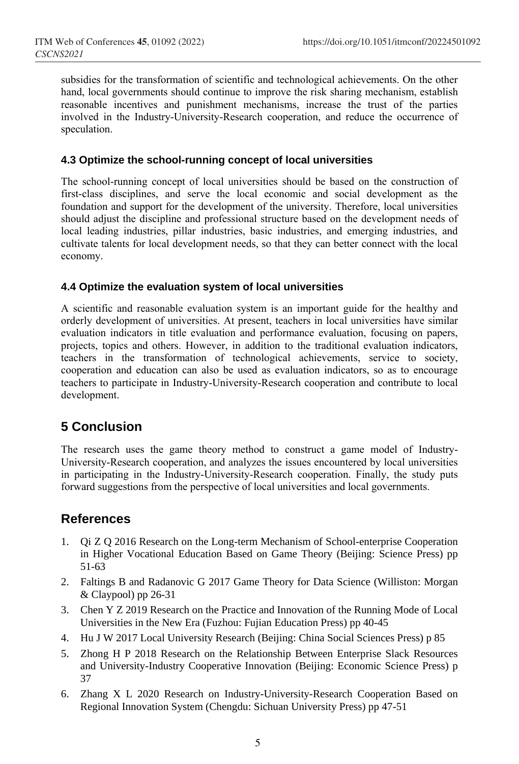subsidies for the transformation of scientific and technological achievements. On the other hand, local governments should continue to improve the risk sharing mechanism, establish reasonable incentives and punishment mechanisms, increase the trust of the parties involved in the Industry-University-Research cooperation, and reduce the occurrence of speculation.

### 4.3 Optimize the school-running concept of local universities

The school-running concept of local universities should be based on the construction of first-class disciplines, and serve the local economic and social development as the foundation and support for the development of the university. Therefore, local universities should adjust the discipline and professional structure based on the development needs of local leading industries, pillar industries, basic industries, and emerging industries, and cultivate talents for local development needs, so that they can better connect with the local economy.

### 4.4 Optimize the evaluation system of local universities

A scientific and reasonable evaluation system is an important guide for the healthy and orderly development of universities. At present, teachers in local universities have similar evaluation indicators in title evaluation and performance evaluation, focusing on papers, projects, topics and others. However, in addition to the traditional evaluation indicators, teachers in the transformation of technological achievements, service to society, cooperation and education can also be used as evaluation indicators, so as to encourage teachers to participate in Industry-University-Research cooperation and contribute to local development.

## 5 Conclusion

The research uses the game theory method to construct a game model of Industry-University-Research cooperation, and analyzes the issues encountered by local universities in participating in the Industry-University-Research cooperation. Finally, the study puts forward suggestions from the perspective of local universities and local governments.

## References

1. Qi Z Q 2016 Research on the Long-term Mechanism of School-enterprise Cooperation in Higher Vocational Education Based on Game Theory (Beijing: Science Press) pp 51-63
2. Faltings B and Radanovic G 2017 Game Theory for Data Science (Williston: Morgan & Claypool) pp 26-31
3. Chen Y Z 2019 Research on the Practice and Innovation of the Running Mode of Local Universities in the New Era (Fuzhou: Fujian Education Press) pp 40-45
4. Hu J W 2017 Local University Research (Beijing: China Social Sciences Press) p 85
5. Zhong H P 2018 Research on the Relationship Between Enterprise Slack Resources and University-Industry Cooperative Innovation (Beijing: Economic Science Press) p 37
6. Zhang X L 2020 Research on Industry-University-Research Cooperation Based on Regional Innovation System (Chengdu: Sichuan University Press) pp 47-51